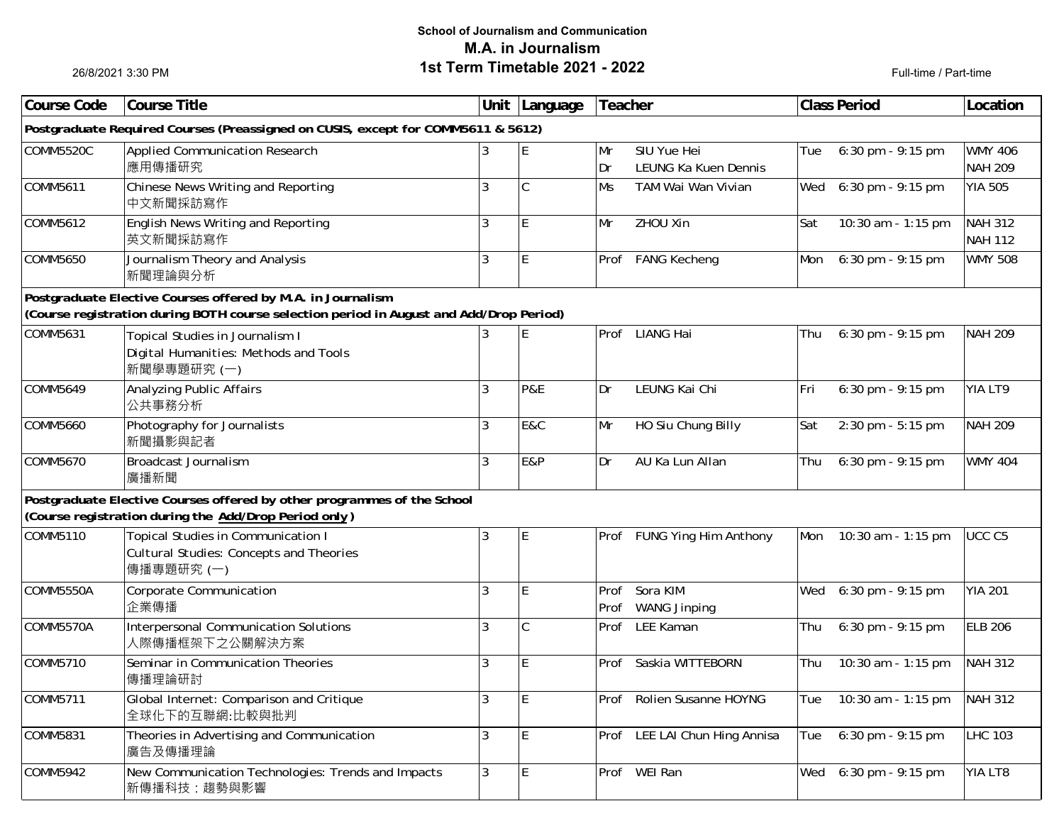**School of Journalism and Communication**

# M.A. in Journalism

## 1st Term Timetable 2021 - 2022

26/8/2021 3:30 PM

Full-time / Part-time

| Course Code | Course Title | Unit | Language | Teacher | Class Period | Location |
|---|---|---|---|---|---|---|
| **Postgraduate Required Courses (Preassigned on CUSIS, except for COMM5611 & 5612)** | | | | | | |
| COMM5520C | Applied Communication Research<br>應用傳播研究 | 3 | E | Mr SIU Yue Hei<br>Dr LEUNG Ka Kuen Dennis | Tue 6:30 pm - 9:15 pm | WMY 406<br>NAH 209 |
| COMM5611 | Chinese News Writing and Reporting<br>中文新聞採訪寫作 | 3 | C | Ms TAM Wai Wan Vivian | Wed 6:30 pm - 9:15 pm | YIA 505 |
| COMM5612 | English News Writing and Reporting<br>英文新聞採訪寫作 | 3 | E | Mr ZHOU Xin | Sat 10:30 am - 1:15 pm | NAH 312<br>NAH 112 |
| COMM5650 | Journalism Theory and Analysis<br>新聞理論與分析 | 3 | E | Prof FANG Kecheng | Mon 6:30 pm - 9:15 pm | WMY 508 |
| **Postgraduate Elective Courses offered by M.A. in Journalism (Course registration during BOTH course selection period in August and Add/Drop Period)** | | | | | | |
| COMM5631 | Topical Studies in Journalism I<br>Digital Humanities: Methods and Tools<br>新聞學專題研究 (一) | 3 | E | Prof LIANG Hai | Thu 6:30 pm - 9:15 pm | NAH 209 |
| COMM5649 | Analyzing Public Affairs<br>公共事務分析 | 3 | P&E | Dr LEUNG Kai Chi | Fri 6:30 pm - 9:15 pm | YIA LT9 |
| COMM5660 | Photography for Journalists<br>新聞攝影與記者 | 3 | E&C | Mr HO Siu Chung Billy | Sat 2:30 pm - 5:15 pm | NAH 209 |
| COMM5670 | Broadcast Journalism<br>廣播新聞 | 3 | E&P | Dr AU Ka Lun Allan | Thu 6:30 pm - 9:15 pm | WMY 404 |
| **Postgraduate Elective Courses offered by other programmes of the School (Course registration during the Add/Drop Period only)** | | | | | | |
| COMM5110 | Topical Studies in Communication I<br>Cultural Studies: Concepts and Theories<br>傳播專題研究 (一) | 3 | E | Prof FUNG Ying Him Anthony | Mon 10:30 am - 1:15 pm | UCC C5 |
| COMM5550A | Corporate Communication<br>企業傳播 | 3 | E | Prof Sora KIM<br>Prof WANG Jinping | Wed 6:30 pm - 9:15 pm | YIA 201 |
| COMM5570A | Interpersonal Communication Solutions<br>人際傳播框架下之公關解決方案 | 3 | C | Prof LEE Kaman | Thu 6:30 pm - 9:15 pm | ELB 206 |
| COMM5710 | Seminar in Communication Theories<br>傳播理論研討 | 3 | E | Prof Saskia WITTEBORN | Thu 10:30 am - 1:15 pm | NAH 312 |
| COMM5711 | Global Internet: Comparison and Critique<br>全球化下的互聯網:比較與批判 | 3 | E | Prof Rolien Susanne HOYNG | Tue 10:30 am - 1:15 pm | NAH 312 |
| COMM5831 | Theories in Advertising and Communication<br>廣告及傳播理論 | 3 | E | Prof LEE LAI Chun Hing Annisa | Tue 6:30 pm - 9:15 pm | LHC 103 |
| COMM5942 | New Communication Technologies: Trends and Impacts<br>新傳播科技：趨勢與影響 | 3 | E | Prof WEI Ran | Wed 6:30 pm - 9:15 pm | YIA LT8 |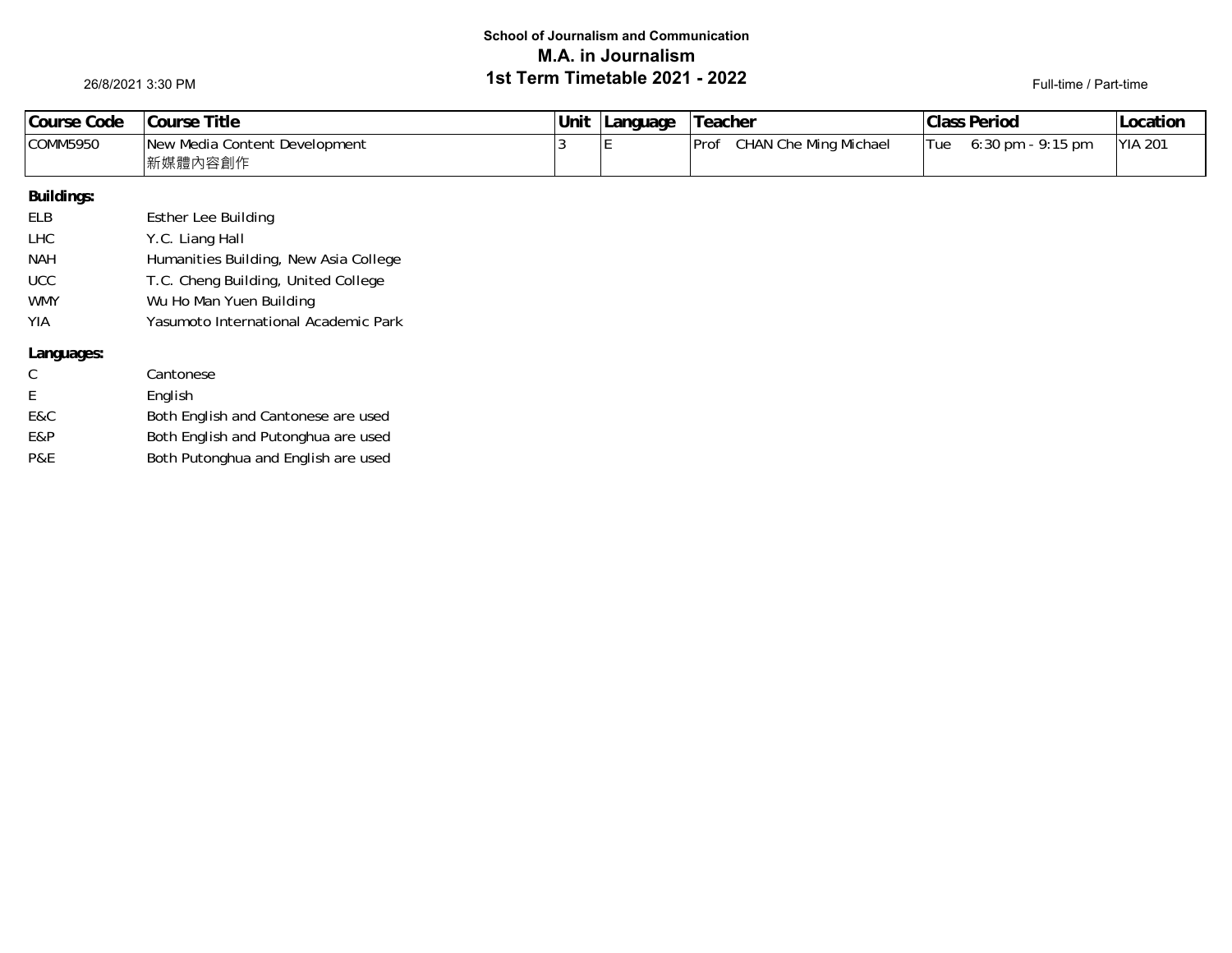**School of Journalism and Communication**

**M.A. in Journalism**

**1st Term Timetable 2021 - 2022**

26/8/2021 3:30 PM

Full-time / Part-time

| Course Code | Course Title | Unit | Language | Teacher | Class Period | Location |
|---|---|---|---|---|---|---|
| COMM5950 | New Media Content Development<br>新媒體內容創作 | 3 | E | Prof CHAN Che Ming Michael | Tue 6:30 pm - 9:15 pm | YIA 201 |

**Buildings:**

| | |
|---|---|
| ELB | Esther Lee Building |
| LHC | Y.C. Liang Hall |
| NAH | Humanities Building, New Asia College |
| UCC | T.C. Cheng Building, United College |
| WMY | Wu Ho Man Yuen Building |
| YIA | Yasumoto International Academic Park |

**Languages:**

| | |
|---|---|
| C | Cantonese |
| E | English |
| E&C | Both English and Cantonese are used |
| E&P | Both English and Putonghua are used |
| P&E | Both Putonghua and English are used |